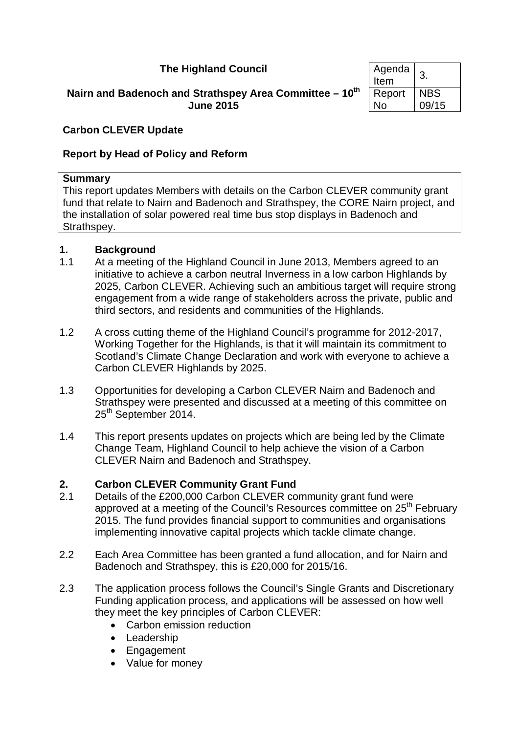**The Highland Council**

**Nairn and Badenoch and Strathspey Area Committee – 10th June 2015**

| Agenda Item | 3. |
|---|---|
| Report No | NBS 09/15 |

## Carbon CLEVER Update

### Report by Head of Policy and Reform

| **Summary** |
|---|
| This report updates Members with details on the Carbon CLEVER community grant fund that relate to Nairn and Badenoch and Strathspey, the CORE Nairn project, and the installation of solar powered real time bus stop displays in Badenoch and Strathspey. |

## 1. Background

1.1 At a meeting of the Highland Council in June 2013, Members agreed to an initiative to achieve a carbon neutral Inverness in a low carbon Highlands by 2025, Carbon CLEVER. Achieving such an ambitious target will require strong engagement from a wide range of stakeholders across the private, public and third sectors, and residents and communities of the Highlands.

1.2 A cross cutting theme of the Highland Council's programme for 2012-2017, Working Together for the Highlands, is that it will maintain its commitment to Scotland's Climate Change Declaration and work with everyone to achieve a Carbon CLEVER Highlands by 2025.

1.3 Opportunities for developing a Carbon CLEVER Nairn and Badenoch and Strathspey were presented and discussed at a meeting of this committee on 25th September 2014.

1.4 This report presents updates on projects which are being led by the Climate Change Team, Highland Council to help achieve the vision of a Carbon CLEVER Nairn and Badenoch and Strathspey.

## 2. Carbon CLEVER Community Grant Fund

2.1 Details of the £200,000 Carbon CLEVER community grant fund were approved at a meeting of the Council's Resources committee on 25th February 2015. The fund provides financial support to communities and organisations implementing innovative capital projects which tackle climate change.

2.2 Each Area Committee has been granted a fund allocation, and for Nairn and Badenoch and Strathspey, this is £20,000 for 2015/16.

2.3 The application process follows the Council's Single Grants and Discretionary Funding application process, and applications will be assessed on how well they meet the key principles of Carbon CLEVER:

- Carbon emission reduction
- Leadership
- Engagement
- Value for money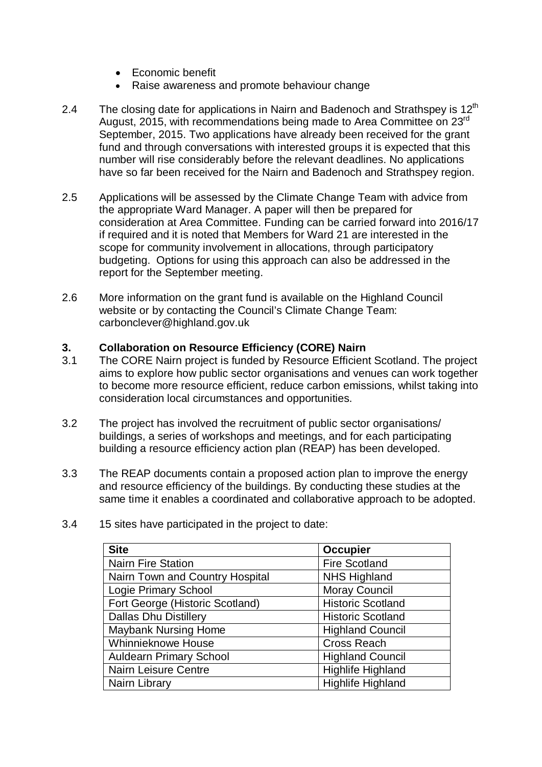- Economic benefit
- Raise awareness and promote behaviour change

2.4 The closing date for applications in Nairn and Badenoch and Strathspey is 12th August, 2015, with recommendations being made to Area Committee on 23rd September, 2015. Two applications have already been received for the grant fund and through conversations with interested groups it is expected that this number will rise considerably before the relevant deadlines. No applications have so far been received for the Nairn and Badenoch and Strathspey region.

2.5 Applications will be assessed by the Climate Change Team with advice from the appropriate Ward Manager. A paper will then be prepared for consideration at Area Committee. Funding can be carried forward into 2016/17 if required and it is noted that Members for Ward 21 are interested in the scope for community involvement in allocations, through participatory budgeting. Options for using this approach can also be addressed in the report for the September meeting.

2.6 More information on the grant fund is available on the Highland Council website or by contacting the Council's Climate Change Team: carbonclever@highland.gov.uk

## 3. Collaboration on Resource Efficiency (CORE) Nairn

3.1 The CORE Nairn project is funded by Resource Efficient Scotland. The project aims to explore how public sector organisations and venues can work together to become more resource efficient, reduce carbon emissions, whilst taking into consideration local circumstances and opportunities.

3.2 The project has involved the recruitment of public sector organisations/ buildings, a series of workshops and meetings, and for each participating building a resource efficiency action plan (REAP) has been developed.

3.3 The REAP documents contain a proposed action plan to improve the energy and resource efficiency of the buildings. By conducting these studies at the same time it enables a coordinated and collaborative approach to be adopted.

3.4 15 sites have participated in the project to date:

| Site | Occupier |
|---|---|
| Nairn Fire Station | Fire Scotland |
| Nairn Town and Country Hospital | NHS Highland |
| Logie Primary School | Moray Council |
| Fort George (Historic Scotland) | Historic Scotland |
| Dallas Dhu Distillery | Historic Scotland |
| Maybank Nursing Home | Highland Council |
| Whinnieknowe House | Cross Reach |
| Auldearn Primary School | Highland Council |
| Nairn Leisure Centre | Highlife Highland |
| Nairn Library | Highlife Highland |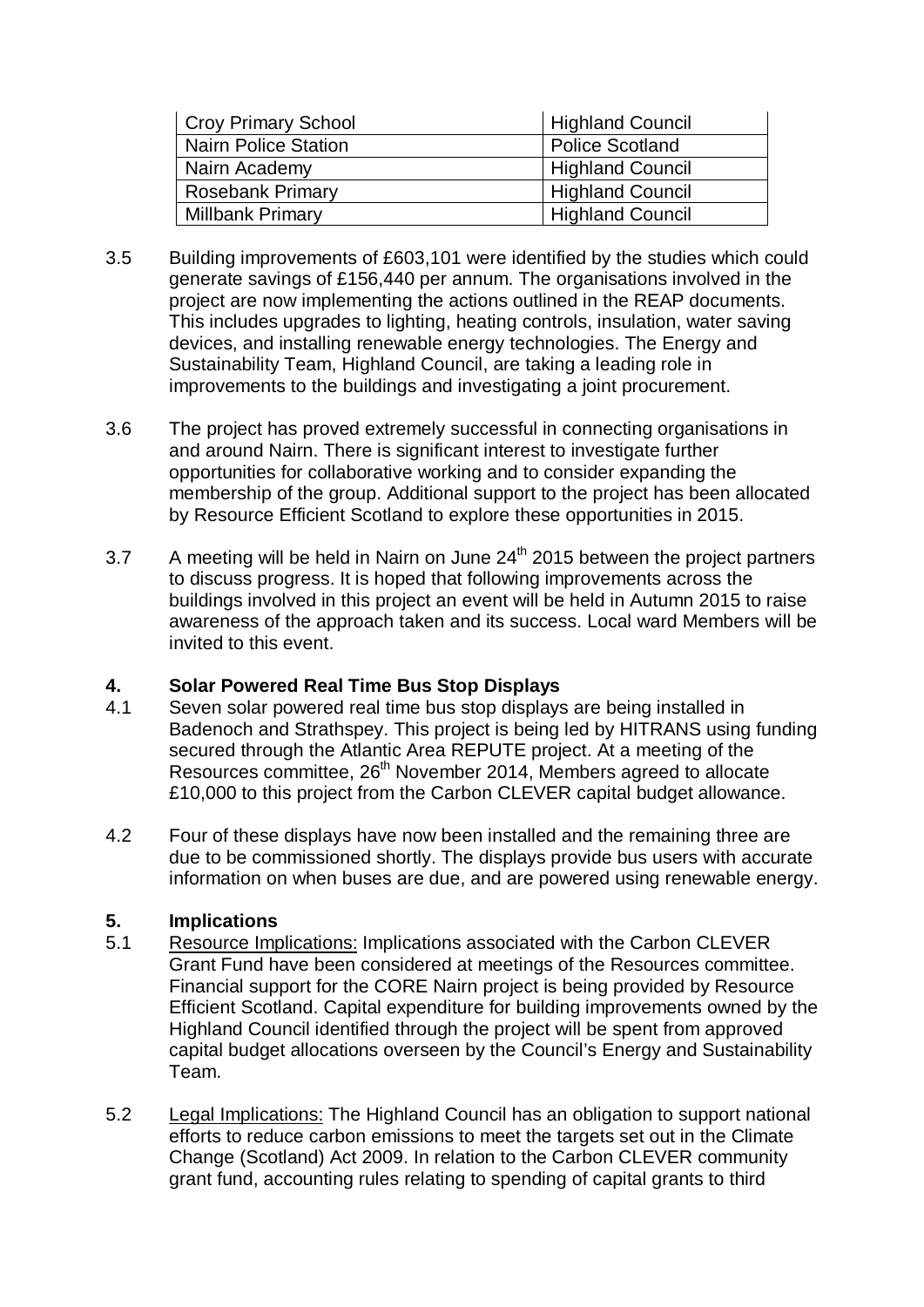| Croy Primary School | Highland Council |
|---|---|
| Nairn Police Station | Police Scotland |
| Nairn Academy | Highland Council |
| Rosebank Primary | Highland Council |
| Millbank Primary | Highland Council |

3.5 Building improvements of £603,101 were identified by the studies which could generate savings of £156,440 per annum. The organisations involved in the project are now implementing the actions outlined in the REAP documents. This includes upgrades to lighting, heating controls, insulation, water saving devices, and installing renewable energy technologies. The Energy and Sustainability Team, Highland Council, are taking a leading role in improvements to the buildings and investigating a joint procurement.

3.6 The project has proved extremely successful in connecting organisations in and around Nairn. There is significant interest to investigate further opportunities for collaborative working and to consider expanding the membership of the group. Additional support to the project has been allocated by Resource Efficient Scotland to explore these opportunities in 2015.

3.7 A meeting will be held in Nairn on June 24th 2015 between the project partners to discuss progress. It is hoped that following improvements across the buildings involved in this project an event will be held in Autumn 2015 to raise awareness of the approach taken and its success. Local ward Members will be invited to this event.

## 4. Solar Powered Real Time Bus Stop Displays

4.1 Seven solar powered real time bus stop displays are being installed in Badenoch and Strathspey. This project is being led by HITRANS using funding secured through the Atlantic Area REPUTE project. At a meeting of the Resources committee, 26th November 2014, Members agreed to allocate £10,000 to this project from the Carbon CLEVER capital budget allowance.

4.2 Four of these displays have now been installed and the remaining three are due to be commissioned shortly. The displays provide bus users with accurate information on when buses are due, and are powered using renewable energy.

## 5. Implications

5.1 Resource Implications: Implications associated with the Carbon CLEVER Grant Fund have been considered at meetings of the Resources committee. Financial support for the CORE Nairn project is being provided by Resource Efficient Scotland. Capital expenditure for building improvements owned by the Highland Council identified through the project will be spent from approved capital budget allocations overseen by the Council's Energy and Sustainability Team.

5.2 Legal Implications: The Highland Council has an obligation to support national efforts to reduce carbon emissions to meet the targets set out in the Climate Change (Scotland) Act 2009. In relation to the Carbon CLEVER community grant fund, accounting rules relating to spending of capital grants to third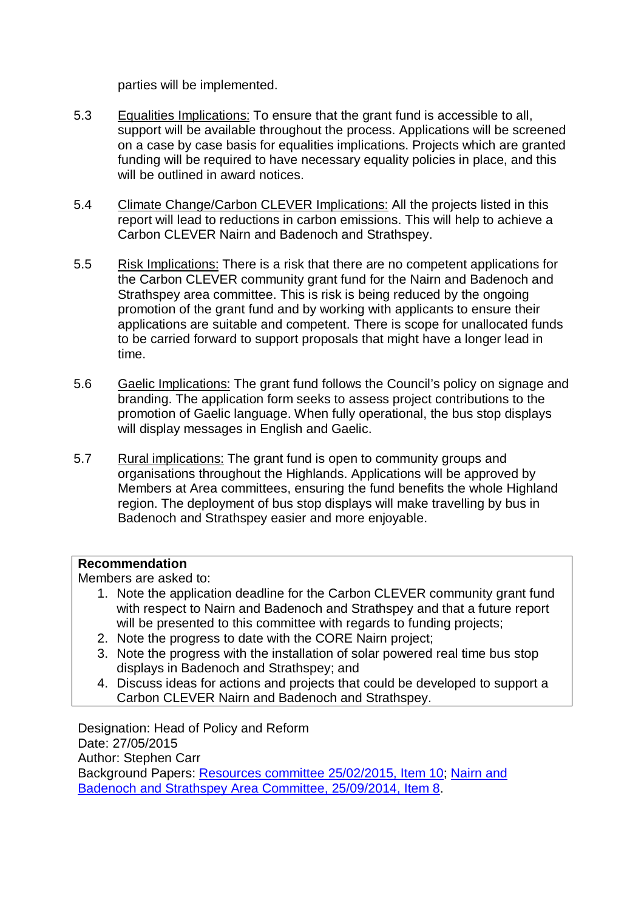parties will be implemented.

5.3 Equalities Implications: To ensure that the grant fund is accessible to all, support will be available throughout the process. Applications will be screened on a case by case basis for equalities implications. Projects which are granted funding will be required to have necessary equality policies in place, and this will be outlined in award notices.

5.4 Climate Change/Carbon CLEVER Implications: All the projects listed in this report will lead to reductions in carbon emissions. This will help to achieve a Carbon CLEVER Nairn and Badenoch and Strathspey.

5.5 Risk Implications: There is a risk that there are no competent applications for the Carbon CLEVER community grant fund for the Nairn and Badenoch and Strathspey area committee. This is risk is being reduced by the ongoing promotion of the grant fund and by working with applicants to ensure their applications are suitable and competent. There is scope for unallocated funds to be carried forward to support proposals that might have a longer lead in time.

5.6 Gaelic Implications: The grant fund follows the Council's policy on signage and branding. The application form seeks to assess project contributions to the promotion of Gaelic language. When fully operational, the bus stop displays will display messages in English and Gaelic.

5.7 Rural implications: The grant fund is open to community groups and organisations throughout the Highlands. Applications will be approved by Members at Area committees, ensuring the fund benefits the whole Highland region. The deployment of bus stop displays will make travelling by bus in Badenoch and Strathspey easier and more enjoyable.

**Recommendation**

Members are asked to:

1. Note the application deadline for the Carbon CLEVER community grant fund with respect to Nairn and Badenoch and Strathspey and that a future report will be presented to this committee with regards to funding projects;
2. Note the progress to date with the CORE Nairn project;
3. Note the progress with the installation of solar powered real time bus stop displays in Badenoch and Strathspey; and
4. Discuss ideas for actions and projects that could be developed to support a Carbon CLEVER Nairn and Badenoch and Strathspey.

Designation: Head of Policy and Reform
Date: 27/05/2015
Author: Stephen Carr
Background Papers: Resources committee 25/02/2015, Item 10; Nairn and Badenoch and Strathspey Area Committee, 25/09/2014, Item 8.